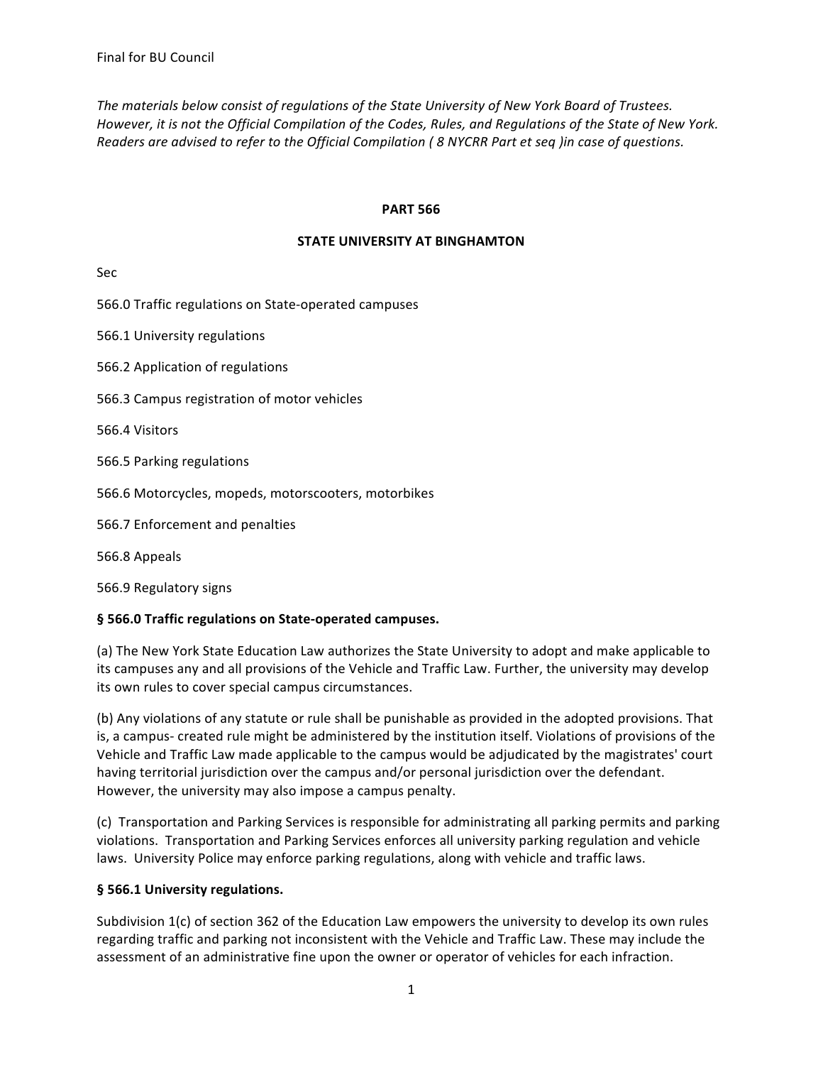Final for BU Council

*The materials below consist of regulations of the State University of New York Board of Trustees. However, it is not the Official Compilation of the Codes, Rules, and Regulations of the State of New York. Readers are advised to refer to the Official Compilation ( 8 NYCRR Part et seq )in case of questions.*

**PART 566**

**STATE UNIVERSITY AT BINGHAMTON**

Sec

566.0 Traffic regulations on State-operated campuses

566.1 University regulations

566.2 Application of regulations

566.3 Campus registration of motor vehicles

566.4 Visitors

566.5 Parking regulations

566.6 Motorcycles, mopeds, motorscooters, motorbikes

566.7 Enforcement and penalties

566.8 Appeals

566.9 Regulatory signs

**§ 566.0 Traffic regulations on State-operated campuses.**

(a) The New York State Education Law authorizes the State University to adopt and make applicable to its campuses any and all provisions of the Vehicle and Traffic Law. Further, the university may develop its own rules to cover special campus circumstances.

(b) Any violations of any statute or rule shall be punishable as provided in the adopted provisions. That is, a campus- created rule might be administered by the institution itself. Violations of provisions of the Vehicle and Traffic Law made applicable to the campus would be adjudicated by the magistrates' court having territorial jurisdiction over the campus and/or personal jurisdiction over the defendant. However, the university may also impose a campus penalty.

(c) Transportation and Parking Services is responsible for administrating all parking permits and parking violations. Transportation and Parking Services enforces all university parking regulation and vehicle laws. University Police may enforce parking regulations, along with vehicle and traffic laws.

**§ 566.1 University regulations.**

Subdivision 1(c) of section 362 of the Education Law empowers the university to develop its own rules regarding traffic and parking not inconsistent with the Vehicle and Traffic Law. These may include the assessment of an administrative fine upon the owner or operator of vehicles for each infraction.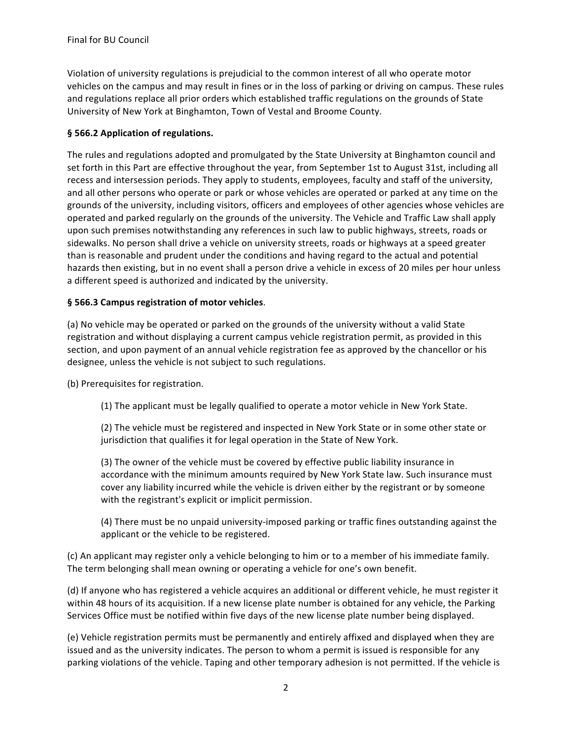Violation of university regulations is prejudicial to the common interest of all who operate motor vehicles on the campus and may result in fines or in the loss of parking or driving on campus. These rules and regulations replace all prior orders which established traffic regulations on the grounds of State University of New York at Binghamton, Town of Vestal and Broome County.

### § 566.2 Application of regulations.

The rules and regulations adopted and promulgated by the State University at Binghamton council and set forth in this Part are effective throughout the year, from September 1st to August 31st, including all recess and intersession periods. They apply to students, employees, faculty and staff of the university, and all other persons who operate or park or whose vehicles are operated or parked at any time on the grounds of the university, including visitors, officers and employees of other agencies whose vehicles are operated and parked regularly on the grounds of the university. The Vehicle and Traffic Law shall apply upon such premises notwithstanding any references in such law to public highways, streets, roads or sidewalks. No person shall drive a vehicle on university streets, roads or highways at a speed greater than is reasonable and prudent under the conditions and having regard to the actual and potential hazards then existing, but in no event shall a person drive a vehicle in excess of 20 miles per hour unless a different speed is authorized and indicated by the university.

### § 566.3 Campus registration of motor vehicles.

(a) No vehicle may be operated or parked on the grounds of the university without a valid State registration and without displaying a current campus vehicle registration permit, as provided in this section, and upon payment of an annual vehicle registration fee as approved by the chancellor or his designee, unless the vehicle is not subject to such regulations.

(b) Prerequisites for registration.

(1) The applicant must be legally qualified to operate a motor vehicle in New York State.

(2) The vehicle must be registered and inspected in New York State or in some other state or jurisdiction that qualifies it for legal operation in the State of New York.

(3) The owner of the vehicle must be covered by effective public liability insurance in accordance with the minimum amounts required by New York State law. Such insurance must cover any liability incurred while the vehicle is driven either by the registrant or by someone with the registrant's explicit or implicit permission.

(4) There must be no unpaid university-imposed parking or traffic fines outstanding against the applicant or the vehicle to be registered.

(c) An applicant may register only a vehicle belonging to him or to a member of his immediate family. The term belonging shall mean owning or operating a vehicle for one's own benefit.

(d) If anyone who has registered a vehicle acquires an additional or different vehicle, he must register it within 48 hours of its acquisition. If a new license plate number is obtained for any vehicle, the Parking Services Office must be notified within five days of the new license plate number being displayed.

(e) Vehicle registration permits must be permanently and entirely affixed and displayed when they are issued and as the university indicates. The person to whom a permit is issued is responsible for any parking violations of the vehicle. Taping and other temporary adhesion is not permitted. If the vehicle is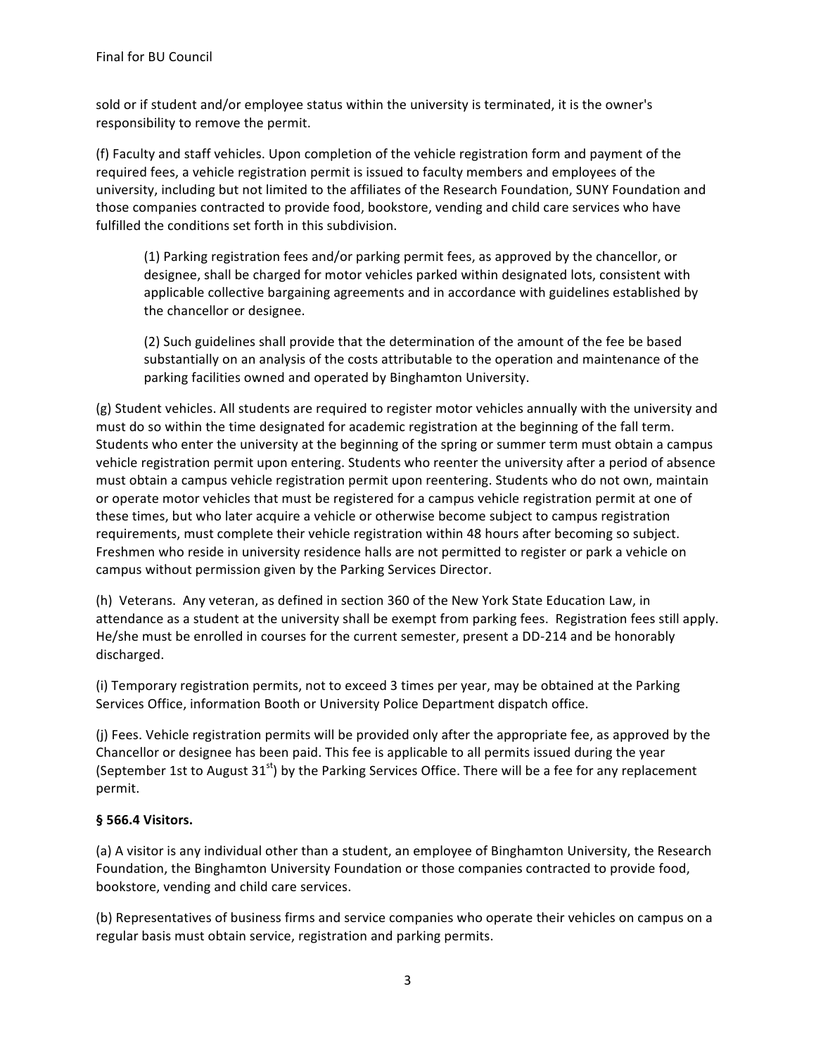sold or if student and/or employee status within the university is terminated, it is the owner's responsibility to remove the permit.

(f) Faculty and staff vehicles. Upon completion of the vehicle registration form and payment of the required fees, a vehicle registration permit is issued to faculty members and employees of the university, including but not limited to the affiliates of the Research Foundation, SUNY Foundation and those companies contracted to provide food, bookstore, vending and child care services who have fulfilled the conditions set forth in this subdivision.

> (1) Parking registration fees and/or parking permit fees, as approved by the chancellor, or designee, shall be charged for motor vehicles parked within designated lots, consistent with applicable collective bargaining agreements and in accordance with guidelines established by the chancellor or designee.
>
> (2) Such guidelines shall provide that the determination of the amount of the fee be based substantially on an analysis of the costs attributable to the operation and maintenance of the parking facilities owned and operated by Binghamton University.

(g) Student vehicles. All students are required to register motor vehicles annually with the university and must do so within the time designated for academic registration at the beginning of the fall term. Students who enter the university at the beginning of the spring or summer term must obtain a campus vehicle registration permit upon entering. Students who reenter the university after a period of absence must obtain a campus vehicle registration permit upon reentering. Students who do not own, maintain or operate motor vehicles that must be registered for a campus vehicle registration permit at one of these times, but who later acquire a vehicle or otherwise become subject to campus registration requirements, must complete their vehicle registration within 48 hours after becoming so subject. Freshmen who reside in university residence halls are not permitted to register or park a vehicle on campus without permission given by the Parking Services Director.

(h) Veterans. Any veteran, as defined in section 360 of the New York State Education Law, in attendance as a student at the university shall be exempt from parking fees. Registration fees still apply. He/she must be enrolled in courses for the current semester, present a DD-214 and be honorably discharged.

(i) Temporary registration permits, not to exceed 3 times per year, may be obtained at the Parking Services Office, information Booth or University Police Department dispatch office.

(j) Fees. Vehicle registration permits will be provided only after the appropriate fee, as approved by the Chancellor or designee has been paid. This fee is applicable to all permits issued during the year (September 1st to August 31st) by the Parking Services Office. There will be a fee for any replacement permit.

**§ 566.4 Visitors.**

(a) A visitor is any individual other than a student, an employee of Binghamton University, the Research Foundation, the Binghamton University Foundation or those companies contracted to provide food, bookstore, vending and child care services.

(b) Representatives of business firms and service companies who operate their vehicles on campus on a regular basis must obtain service, registration and parking permits.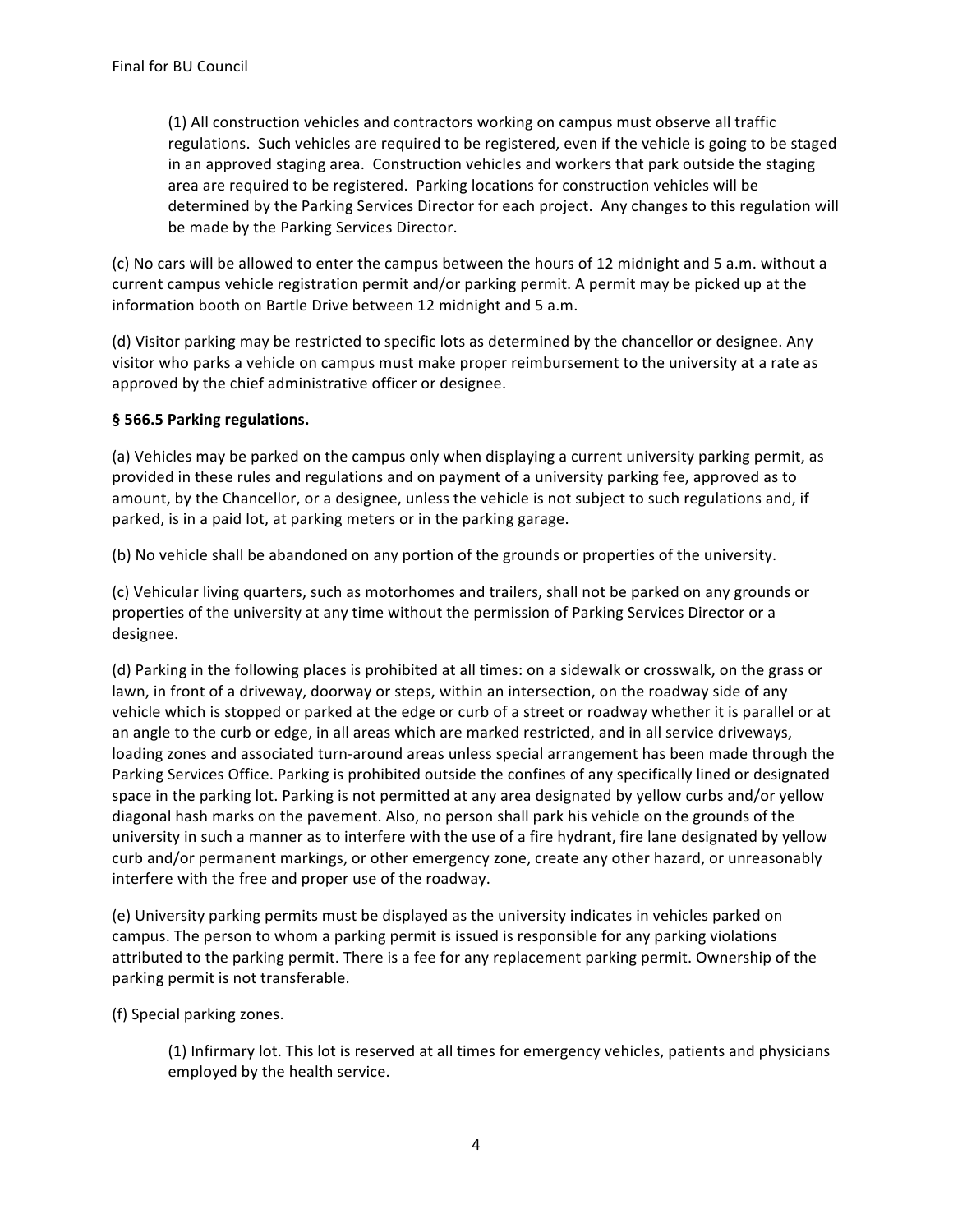(1) All construction vehicles and contractors working on campus must observe all traffic regulations. Such vehicles are required to be registered, even if the vehicle is going to be staged in an approved staging area. Construction vehicles and workers that park outside the staging area are required to be registered. Parking locations for construction vehicles will be determined by the Parking Services Director for each project. Any changes to this regulation will be made by the Parking Services Director.

(c) No cars will be allowed to enter the campus between the hours of 12 midnight and 5 a.m. without a current campus vehicle registration permit and/or parking permit. A permit may be picked up at the information booth on Bartle Drive between 12 midnight and 5 a.m.

(d) Visitor parking may be restricted to specific lots as determined by the chancellor or designee. Any visitor who parks a vehicle on campus must make proper reimbursement to the university at a rate as approved by the chief administrative officer or designee.

**§ 566.5 Parking regulations.**

(a) Vehicles may be parked on the campus only when displaying a current university parking permit, as provided in these rules and regulations and on payment of a university parking fee, approved as to amount, by the Chancellor, or a designee, unless the vehicle is not subject to such regulations and, if parked, is in a paid lot, at parking meters or in the parking garage.

(b) No vehicle shall be abandoned on any portion of the grounds or properties of the university.

(c) Vehicular living quarters, such as motorhomes and trailers, shall not be parked on any grounds or properties of the university at any time without the permission of Parking Services Director or a designee.

(d) Parking in the following places is prohibited at all times: on a sidewalk or crosswalk, on the grass or lawn, in front of a driveway, doorway or steps, within an intersection, on the roadway side of any vehicle which is stopped or parked at the edge or curb of a street or roadway whether it is parallel or at an angle to the curb or edge, in all areas which are marked restricted, and in all service driveways, loading zones and associated turn-around areas unless special arrangement has been made through the Parking Services Office. Parking is prohibited outside the confines of any specifically lined or designated space in the parking lot. Parking is not permitted at any area designated by yellow curbs and/or yellow diagonal hash marks on the pavement. Also, no person shall park his vehicle on the grounds of the university in such a manner as to interfere with the use of a fire hydrant, fire lane designated by yellow curb and/or permanent markings, or other emergency zone, create any other hazard, or unreasonably interfere with the free and proper use of the roadway.

(e) University parking permits must be displayed as the university indicates in vehicles parked on campus. The person to whom a parking permit is issued is responsible for any parking violations attributed to the parking permit. There is a fee for any replacement parking permit. Ownership of the parking permit is not transferable.

(f) Special parking zones.

(1) Infirmary lot. This lot is reserved at all times for emergency vehicles, patients and physicians employed by the health service.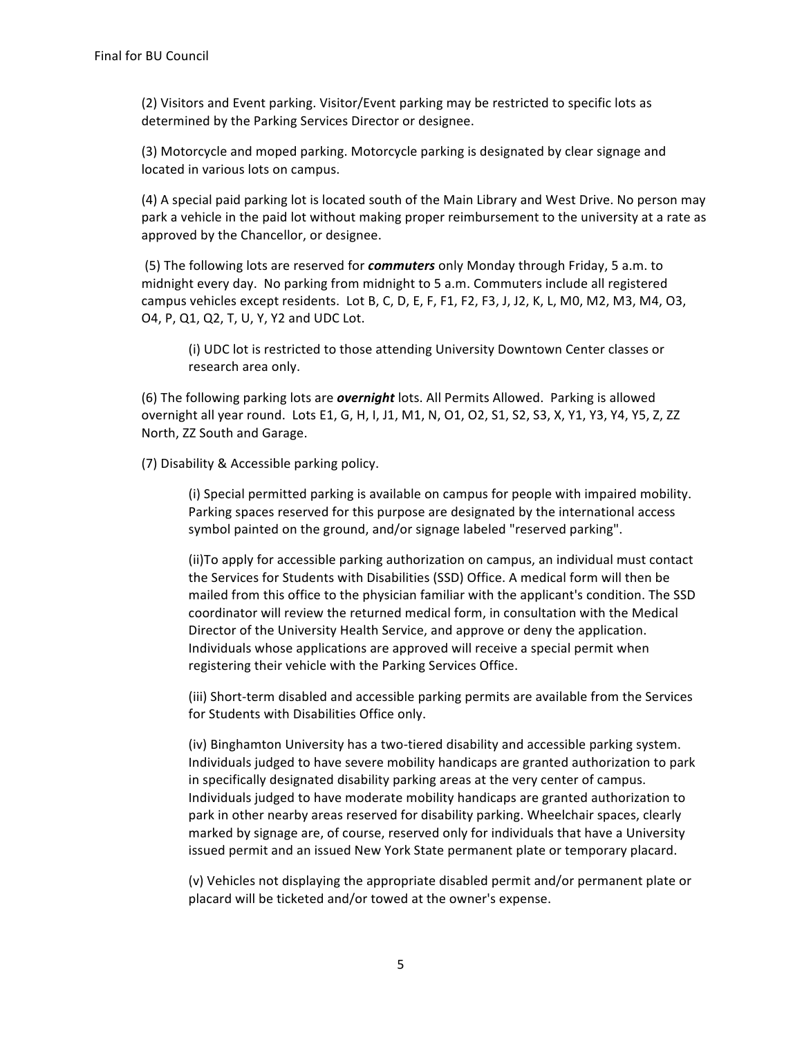(2) Visitors and Event parking. Visitor/Event parking may be restricted to specific lots as determined by the Parking Services Director or designee.

(3) Motorcycle and moped parking. Motorcycle parking is designated by clear signage and located in various lots on campus.

(4) A special paid parking lot is located south of the Main Library and West Drive. No person may park a vehicle in the paid lot without making proper reimbursement to the university at a rate as approved by the Chancellor, or designee.

(5) The following lots are reserved for ***commuters*** only Monday through Friday, 5 a.m. to midnight every day. No parking from midnight to 5 a.m. Commuters include all registered campus vehicles except residents. Lot B, C, D, E, F, F1, F2, F3, J, J2, K, L, M0, M2, M3, M4, O3, O4, P, Q1, Q2, T, U, Y, Y2 and UDC Lot.

> (i) UDC lot is restricted to those attending University Downtown Center classes or research area only.

(6) The following parking lots are ***overnight*** lots. All Permits Allowed. Parking is allowed overnight all year round. Lots E1, G, H, I, J1, M1, N, O1, O2, S1, S2, S3, X, Y1, Y3, Y4, Y5, Z, ZZ North, ZZ South and Garage.

(7) Disability & Accessible parking policy.

> (i) Special permitted parking is available on campus for people with impaired mobility. Parking spaces reserved for this purpose are designated by the international access symbol painted on the ground, and/or signage labeled "reserved parking".
>
> (ii)To apply for accessible parking authorization on campus, an individual must contact the Services for Students with Disabilities (SSD) Office. A medical form will then be mailed from this office to the physician familiar with the applicant's condition. The SSD coordinator will review the returned medical form, in consultation with the Medical Director of the University Health Service, and approve or deny the application. Individuals whose applications are approved will receive a special permit when registering their vehicle with the Parking Services Office.
>
> (iii) Short-term disabled and accessible parking permits are available from the Services for Students with Disabilities Office only.
>
> (iv) Binghamton University has a two-tiered disability and accessible parking system. Individuals judged to have severe mobility handicaps are granted authorization to park in specifically designated disability parking areas at the very center of campus. Individuals judged to have moderate mobility handicaps are granted authorization to park in other nearby areas reserved for disability parking. Wheelchair spaces, clearly marked by signage are, of course, reserved only for individuals that have a University issued permit and an issued New York State permanent plate or temporary placard.
>
> (v) Vehicles not displaying the appropriate disabled permit and/or permanent plate or placard will be ticketed and/or towed at the owner's expense.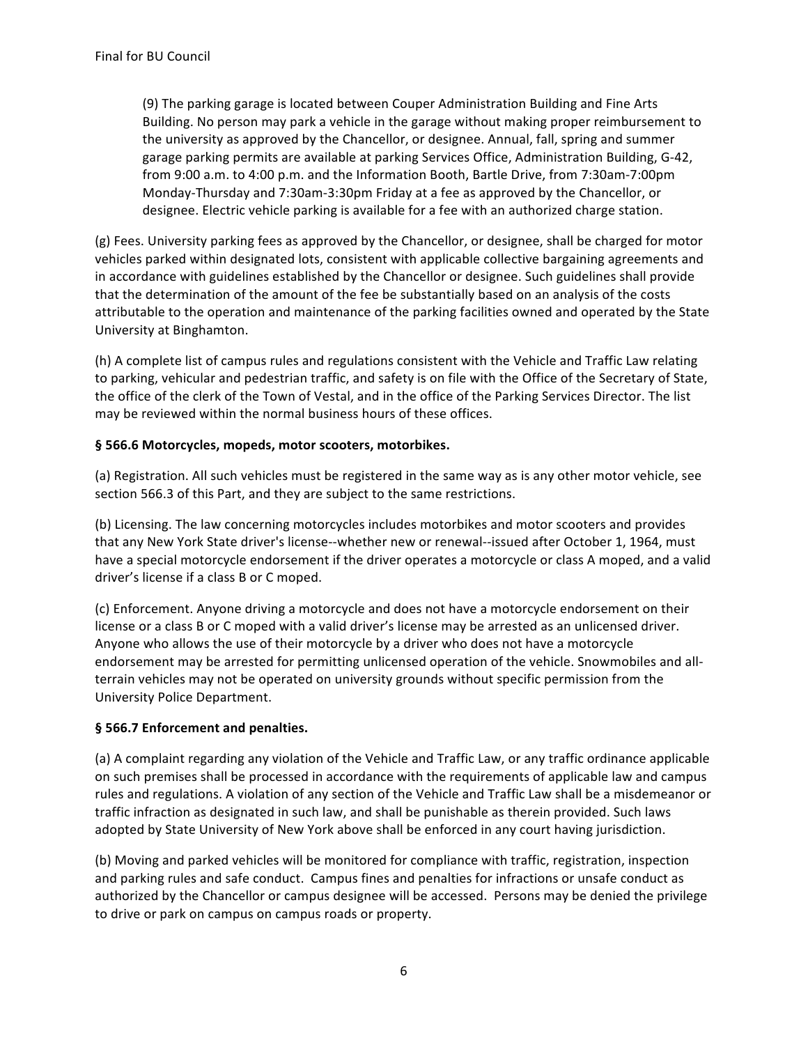(9) The parking garage is located between Couper Administration Building and Fine Arts Building. No person may park a vehicle in the garage without making proper reimbursement to the university as approved by the Chancellor, or designee. Annual, fall, spring and summer garage parking permits are available at parking Services Office, Administration Building, G-42, from 9:00 a.m. to 4:00 p.m. and the Information Booth, Bartle Drive, from 7:30am-7:00pm Monday-Thursday and 7:30am-3:30pm Friday at a fee as approved by the Chancellor, or designee. Electric vehicle parking is available for a fee with an authorized charge station.

(g) Fees. University parking fees as approved by the Chancellor, or designee, shall be charged for motor vehicles parked within designated lots, consistent with applicable collective bargaining agreements and in accordance with guidelines established by the Chancellor or designee. Such guidelines shall provide that the determination of the amount of the fee be substantially based on an analysis of the costs attributable to the operation and maintenance of the parking facilities owned and operated by the State University at Binghamton.

(h) A complete list of campus rules and regulations consistent with the Vehicle and Traffic Law relating to parking, vehicular and pedestrian traffic, and safety is on file with the Office of the Secretary of State, the office of the clerk of the Town of Vestal, and in the office of the Parking Services Director. The list may be reviewed within the normal business hours of these offices.

**§ 566.6 Motorcycles, mopeds, motor scooters, motorbikes.**

(a) Registration. All such vehicles must be registered in the same way as is any other motor vehicle, see section 566.3 of this Part, and they are subject to the same restrictions.

(b) Licensing. The law concerning motorcycles includes motorbikes and motor scooters and provides that any New York State driver's license--whether new or renewal--issued after October 1, 1964, must have a special motorcycle endorsement if the driver operates a motorcycle or class A moped, and a valid driver's license if a class B or C moped.

(c) Enforcement. Anyone driving a motorcycle and does not have a motorcycle endorsement on their license or a class B or C moped with a valid driver's license may be arrested as an unlicensed driver. Anyone who allows the use of their motorcycle by a driver who does not have a motorcycle endorsement may be arrested for permitting unlicensed operation of the vehicle. Snowmobiles and all-terrain vehicles may not be operated on university grounds without specific permission from the University Police Department.

**§ 566.7 Enforcement and penalties.**

(a) A complaint regarding any violation of the Vehicle and Traffic Law, or any traffic ordinance applicable on such premises shall be processed in accordance with the requirements of applicable law and campus rules and regulations. A violation of any section of the Vehicle and Traffic Law shall be a misdemeanor or traffic infraction as designated in such law, and shall be punishable as therein provided. Such laws adopted by State University of New York above shall be enforced in any court having jurisdiction.

(b) Moving and parked vehicles will be monitored for compliance with traffic, registration, inspection and parking rules and safe conduct. Campus fines and penalties for infractions or unsafe conduct as authorized by the Chancellor or campus designee will be accessed. Persons may be denied the privilege to drive or park on campus on campus roads or property.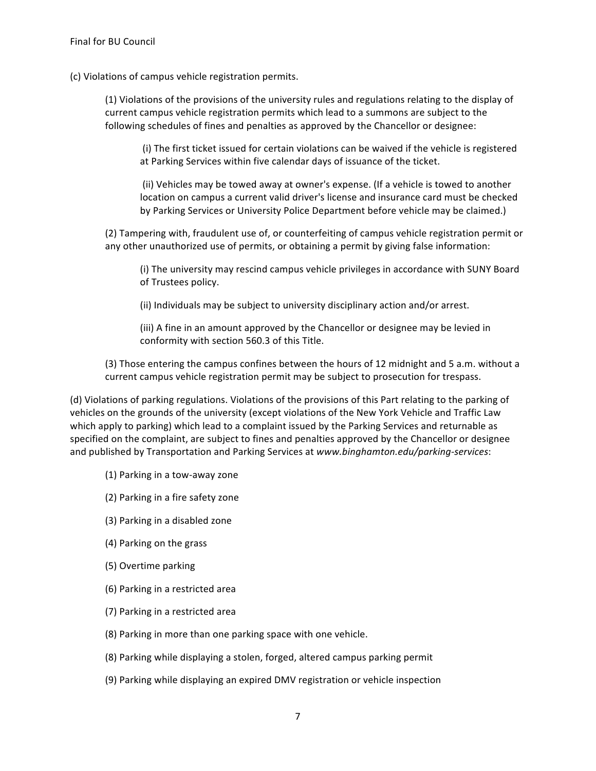(c) Violations of campus vehicle registration permits.

(1) Violations of the provisions of the university rules and regulations relating to the display of current campus vehicle registration permits which lead to a summons are subject to the following schedules of fines and penalties as approved by the Chancellor or designee:

(i) The first ticket issued for certain violations can be waived if the vehicle is registered at Parking Services within five calendar days of issuance of the ticket.

(ii) Vehicles may be towed away at owner's expense. (If a vehicle is towed to another location on campus a current valid driver's license and insurance card must be checked by Parking Services or University Police Department before vehicle may be claimed.)

(2) Tampering with, fraudulent use of, or counterfeiting of campus vehicle registration permit or any other unauthorized use of permits, or obtaining a permit by giving false information:

(i) The university may rescind campus vehicle privileges in accordance with SUNY Board of Trustees policy.

(ii) Individuals may be subject to university disciplinary action and/or arrest.

(iii) A fine in an amount approved by the Chancellor or designee may be levied in conformity with section 560.3 of this Title.

(3) Those entering the campus confines between the hours of 12 midnight and 5 a.m. without a current campus vehicle registration permit may be subject to prosecution for trespass.

(d) Violations of parking regulations. Violations of the provisions of this Part relating to the parking of vehicles on the grounds of the university (except violations of the New York Vehicle and Traffic Law which apply to parking) which lead to a complaint issued by the Parking Services and returnable as specified on the complaint, are subject to fines and penalties approved by the Chancellor or designee and published by Transportation and Parking Services at *www.binghamton.edu/parking-services*:

(1) Parking in a tow-away zone

(2) Parking in a fire safety zone

(3) Parking in a disabled zone

(4) Parking on the grass

(5) Overtime parking

(6) Parking in a restricted area

(7) Parking in a restricted area

(8) Parking in more than one parking space with one vehicle.

(8) Parking while displaying a stolen, forged, altered campus parking permit

(9) Parking while displaying an expired DMV registration or vehicle inspection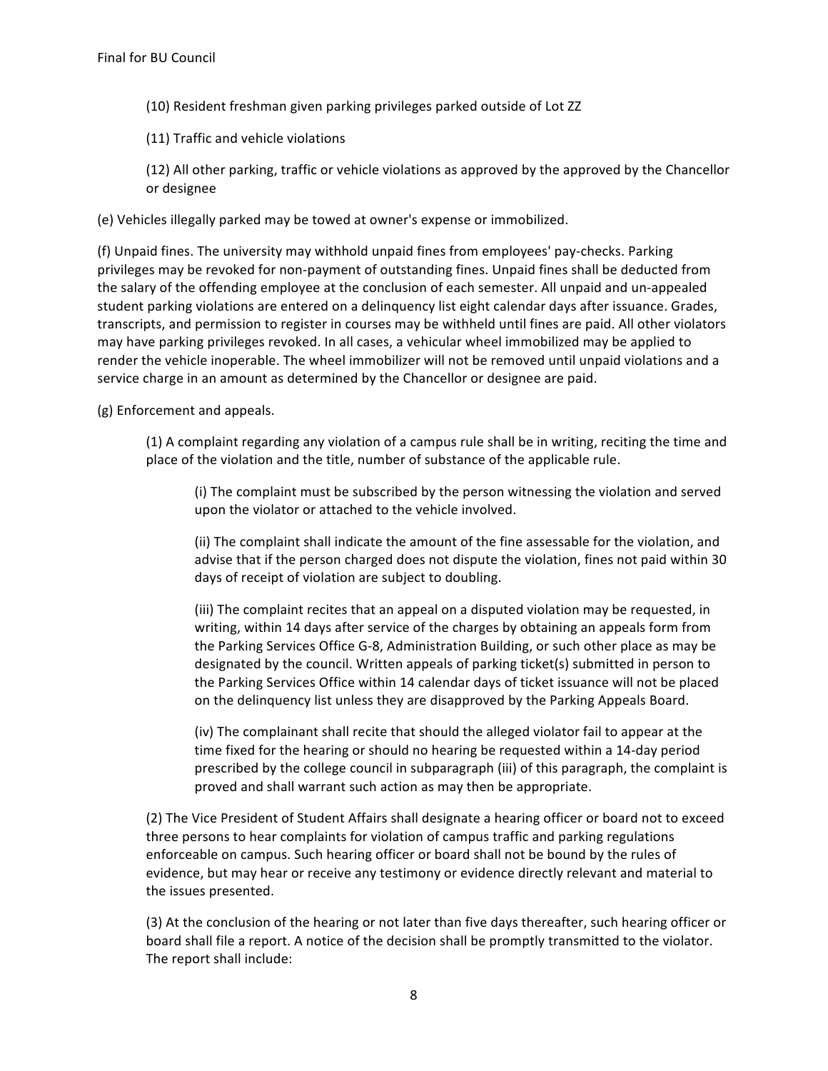(10) Resident freshman given parking privileges parked outside of Lot ZZ

(11) Traffic and vehicle violations

(12) All other parking, traffic or vehicle violations as approved by the approved by the Chancellor or designee

(e) Vehicles illegally parked may be towed at owner's expense or immobilized.

(f) Unpaid fines. The university may withhold unpaid fines from employees' pay-checks. Parking privileges may be revoked for non-payment of outstanding fines. Unpaid fines shall be deducted from the salary of the offending employee at the conclusion of each semester. All unpaid and un-appealed student parking violations are entered on a delinquency list eight calendar days after issuance. Grades, transcripts, and permission to register in courses may be withheld until fines are paid. All other violators may have parking privileges revoked. In all cases, a vehicular wheel immobilized may be applied to render the vehicle inoperable. The wheel immobilizer will not be removed until unpaid violations and a service charge in an amount as determined by the Chancellor or designee are paid.

(g) Enforcement and appeals.

(1) A complaint regarding any violation of a campus rule shall be in writing, reciting the time and place of the violation and the title, number of substance of the applicable rule.

(i) The complaint must be subscribed by the person witnessing the violation and served upon the violator or attached to the vehicle involved.

(ii) The complaint shall indicate the amount of the fine assessable for the violation, and advise that if the person charged does not dispute the violation, fines not paid within 30 days of receipt of violation are subject to doubling.

(iii) The complaint recites that an appeal on a disputed violation may be requested, in writing, within 14 days after service of the charges by obtaining an appeals form from the Parking Services Office G-8, Administration Building, or such other place as may be designated by the council. Written appeals of parking ticket(s) submitted in person to the Parking Services Office within 14 calendar days of ticket issuance will not be placed on the delinquency list unless they are disapproved by the Parking Appeals Board.

(iv) The complainant shall recite that should the alleged violator fail to appear at the time fixed for the hearing or should no hearing be requested within a 14-day period prescribed by the college council in subparagraph (iii) of this paragraph, the complaint is proved and shall warrant such action as may then be appropriate.

(2) The Vice President of Student Affairs shall designate a hearing officer or board not to exceed three persons to hear complaints for violation of campus traffic and parking regulations enforceable on campus. Such hearing officer or board shall not be bound by the rules of evidence, but may hear or receive any testimony or evidence directly relevant and material to the issues presented.

(3) At the conclusion of the hearing or not later than five days thereafter, such hearing officer or board shall file a report. A notice of the decision shall be promptly transmitted to the violator. The report shall include: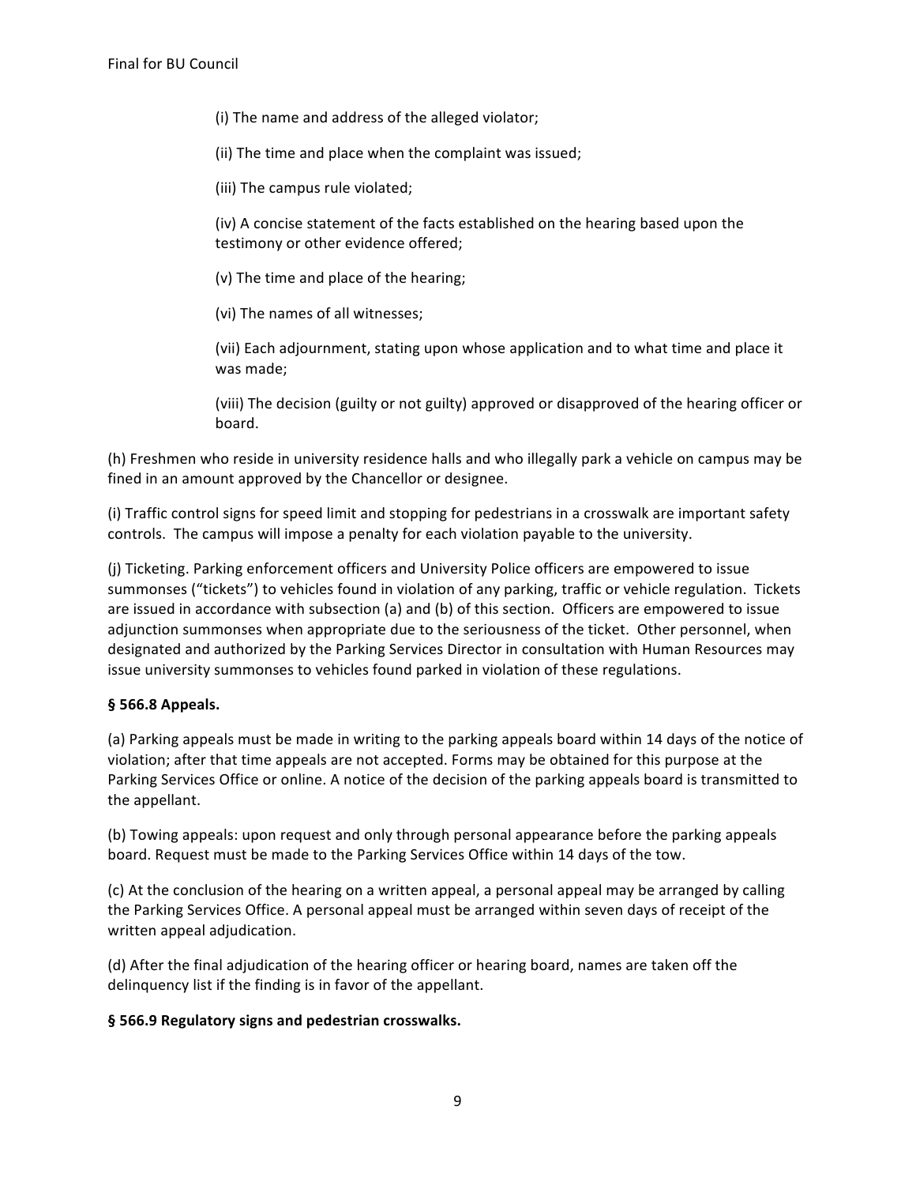(i) The name and address of the alleged violator;

(ii) The time and place when the complaint was issued;

(iii) The campus rule violated;

(iv) A concise statement of the facts established on the hearing based upon the testimony or other evidence offered;

(v) The time and place of the hearing;

(vi) The names of all witnesses;

(vii) Each adjournment, stating upon whose application and to what time and place it was made;

(viii) The decision (guilty or not guilty) approved or disapproved of the hearing officer or board.

(h) Freshmen who reside in university residence halls and who illegally park a vehicle on campus may be fined in an amount approved by the Chancellor or designee.

(i) Traffic control signs for speed limit and stopping for pedestrians in a crosswalk are important safety controls. The campus will impose a penalty for each violation payable to the university.

(j) Ticketing. Parking enforcement officers and University Police officers are empowered to issue summonses ("tickets") to vehicles found in violation of any parking, traffic or vehicle regulation. Tickets are issued in accordance with subsection (a) and (b) of this section. Officers are empowered to issue adjunction summonses when appropriate due to the seriousness of the ticket. Other personnel, when designated and authorized by the Parking Services Director in consultation with Human Resources may issue university summonses to vehicles found parked in violation of these regulations.

**§ 566.8 Appeals.**

(a) Parking appeals must be made in writing to the parking appeals board within 14 days of the notice of violation; after that time appeals are not accepted. Forms may be obtained for this purpose at the Parking Services Office or online. A notice of the decision of the parking appeals board is transmitted to the appellant.

(b) Towing appeals: upon request and only through personal appearance before the parking appeals board. Request must be made to the Parking Services Office within 14 days of the tow.

(c) At the conclusion of the hearing on a written appeal, a personal appeal may be arranged by calling the Parking Services Office. A personal appeal must be arranged within seven days of receipt of the written appeal adjudication.

(d) After the final adjudication of the hearing officer or hearing board, names are taken off the delinquency list if the finding is in favor of the appellant.

**§ 566.9 Regulatory signs and pedestrian crosswalks.**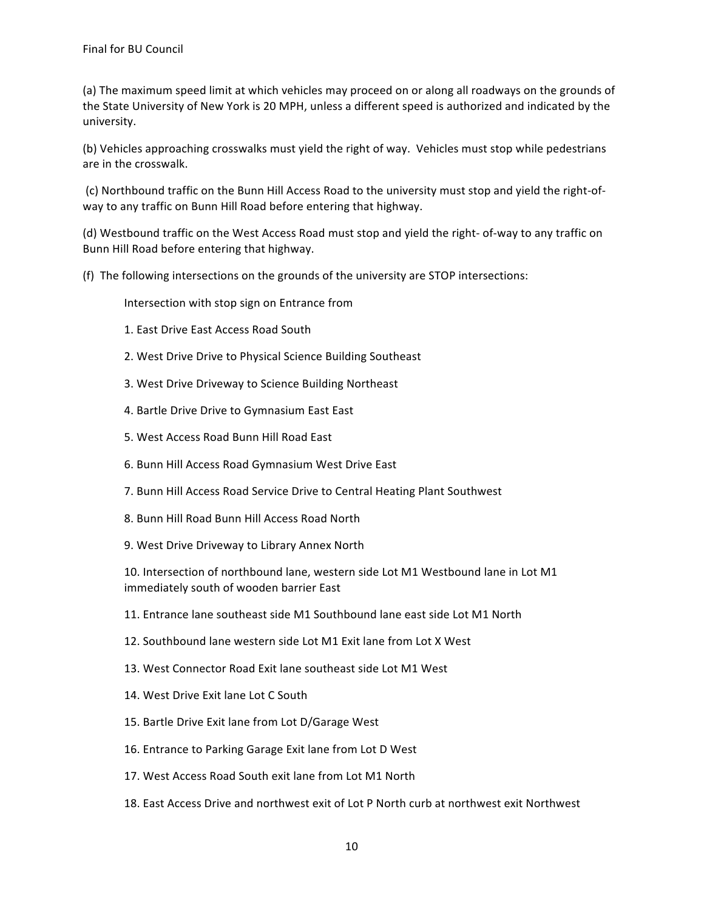(a) The maximum speed limit at which vehicles may proceed on or along all roadways on the grounds of the State University of New York is 20 MPH, unless a different speed is authorized and indicated by the university.

(b) Vehicles approaching crosswalks must yield the right of way. Vehicles must stop while pedestrians are in the crosswalk.

(c) Northbound traffic on the Bunn Hill Access Road to the university must stop and yield the right-of-way to any traffic on Bunn Hill Road before entering that highway.

(d) Westbound traffic on the West Access Road must stop and yield the right- of-way to any traffic on Bunn Hill Road before entering that highway.

(f) The following intersections on the grounds of the university are STOP intersections:

Intersection with stop sign on Entrance from

1. East Drive East Access Road South

2. West Drive Drive to Physical Science Building Southeast

3. West Drive Driveway to Science Building Northeast

4. Bartle Drive Drive to Gymnasium East East

5. West Access Road Bunn Hill Road East

6. Bunn Hill Access Road Gymnasium West Drive East

7. Bunn Hill Access Road Service Drive to Central Heating Plant Southwest

8. Bunn Hill Road Bunn Hill Access Road North

9. West Drive Driveway to Library Annex North

10. Intersection of northbound lane, western side Lot M1 Westbound lane in Lot M1 immediately south of wooden barrier East

11. Entrance lane southeast side M1 Southbound lane east side Lot M1 North

12. Southbound lane western side Lot M1 Exit lane from Lot X West

13. West Connector Road Exit lane southeast side Lot M1 West

14. West Drive Exit lane Lot C South

15. Bartle Drive Exit lane from Lot D/Garage West

16. Entrance to Parking Garage Exit lane from Lot D West

17. West Access Road South exit lane from Lot M1 North

18. East Access Drive and northwest exit of Lot P North curb at northwest exit Northwest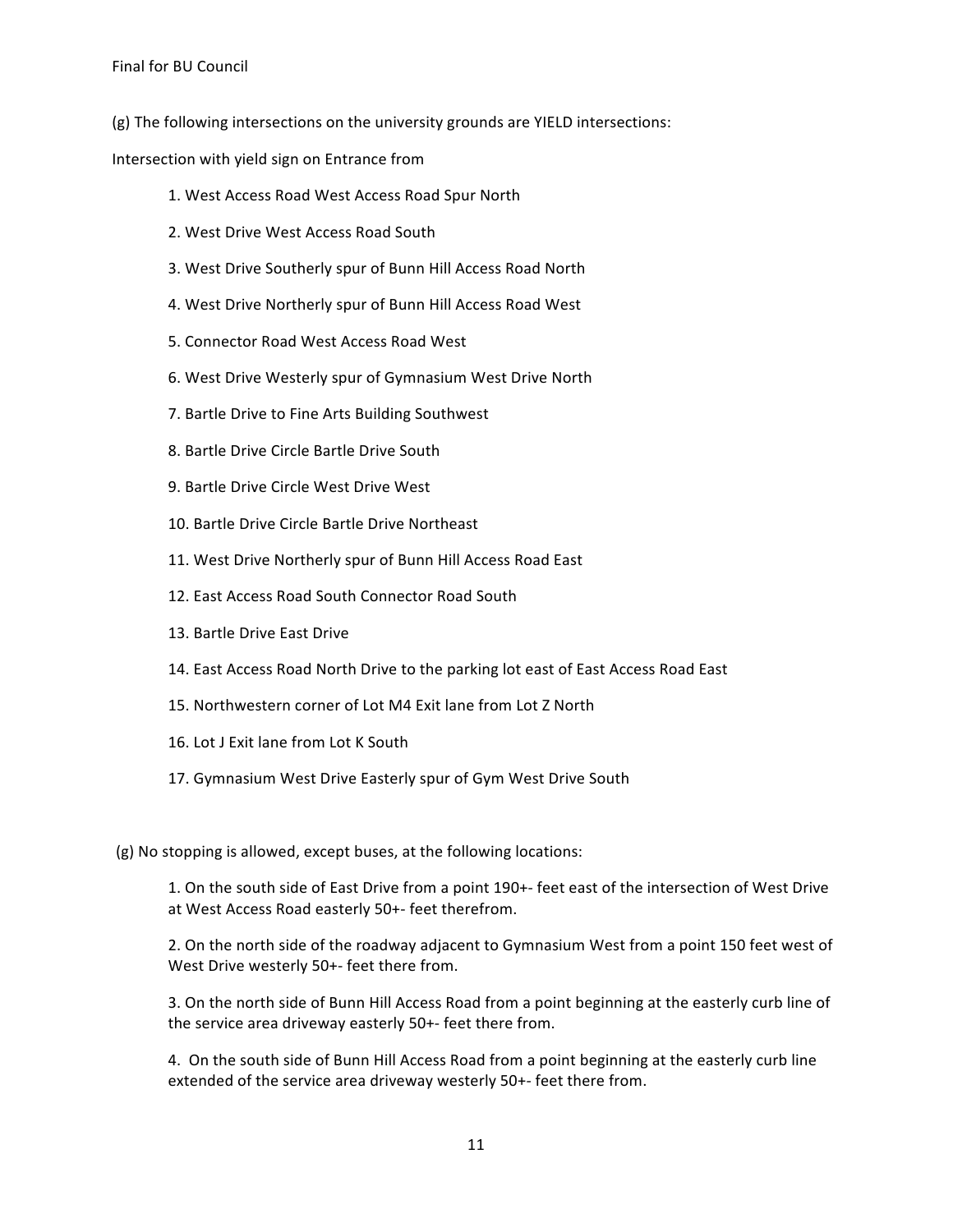(g) The following intersections on the university grounds are YIELD intersections:

Intersection with yield sign on Entrance from

1. West Access Road West Access Road Spur North
2. West Drive West Access Road South
3. West Drive Southerly spur of Bunn Hill Access Road North
4. West Drive Northerly spur of Bunn Hill Access Road West
5. Connector Road West Access Road West
6. West Drive Westerly spur of Gymnasium West Drive North
7. Bartle Drive to Fine Arts Building Southwest
8. Bartle Drive Circle Bartle Drive South
9. Bartle Drive Circle West Drive West
10. Bartle Drive Circle Bartle Drive Northeast
11. West Drive Northerly spur of Bunn Hill Access Road East
12. East Access Road South Connector Road South
13. Bartle Drive East Drive
14. East Access Road North Drive to the parking lot east of East Access Road East
15. Northwestern corner of Lot M4 Exit lane from Lot Z North
16. Lot J Exit lane from Lot K South
17. Gymnasium West Drive Easterly spur of Gym West Drive South

(g) No stopping is allowed, except buses, at the following locations:

1. On the south side of East Drive from a point 190+- feet east of the intersection of West Drive at West Access Road easterly 50+- feet therefrom.
2. On the north side of the roadway adjacent to Gymnasium West from a point 150 feet west of West Drive westerly 50+- feet there from.
3. On the north side of Bunn Hill Access Road from a point beginning at the easterly curb line of the service area driveway easterly 50+- feet there from.
4. On the south side of Bunn Hill Access Road from a point beginning at the easterly curb line extended of the service area driveway westerly 50+- feet there from.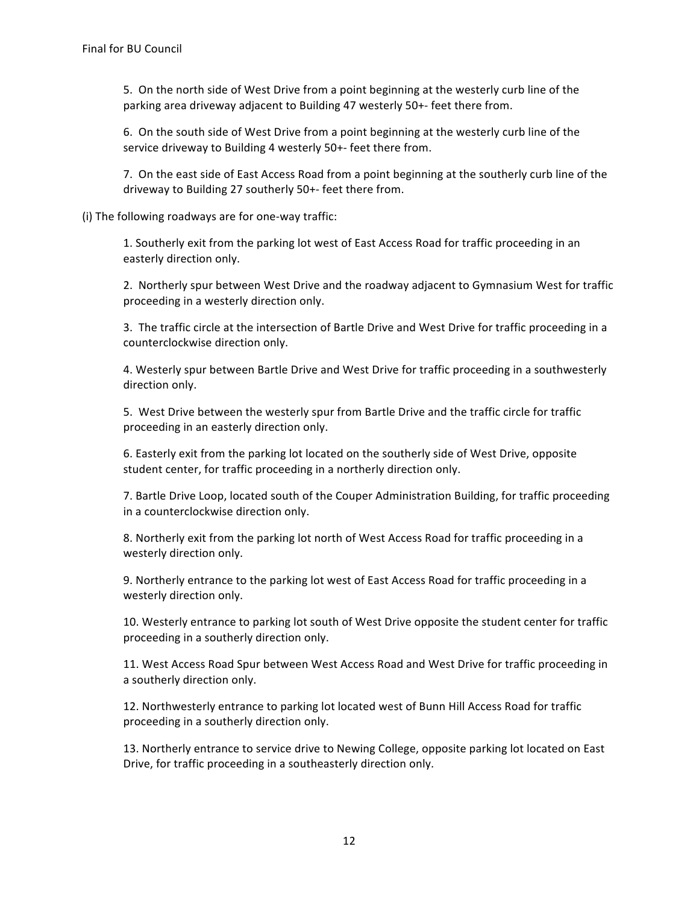5. On the north side of West Drive from a point beginning at the westerly curb line of the parking area driveway adjacent to Building 47 westerly 50+- feet there from.

6. On the south side of West Drive from a point beginning at the westerly curb line of the service driveway to Building 4 westerly 50+- feet there from.

7. On the east side of East Access Road from a point beginning at the southerly curb line of the driveway to Building 27 southerly 50+- feet there from.

(i) The following roadways are for one-way traffic:

1. Southerly exit from the parking lot west of East Access Road for traffic proceeding in an easterly direction only.

2. Northerly spur between West Drive and the roadway adjacent to Gymnasium West for traffic proceeding in a westerly direction only.

3. The traffic circle at the intersection of Bartle Drive and West Drive for traffic proceeding in a counterclockwise direction only.

4. Westerly spur between Bartle Drive and West Drive for traffic proceeding in a southwesterly direction only.

5. West Drive between the westerly spur from Bartle Drive and the traffic circle for traffic proceeding in an easterly direction only.

6. Easterly exit from the parking lot located on the southerly side of West Drive, opposite student center, for traffic proceeding in a northerly direction only.

7. Bartle Drive Loop, located south of the Couper Administration Building, for traffic proceeding in a counterclockwise direction only.

8. Northerly exit from the parking lot north of West Access Road for traffic proceeding in a westerly direction only.

9. Northerly entrance to the parking lot west of East Access Road for traffic proceeding in a westerly direction only.

10. Westerly entrance to parking lot south of West Drive opposite the student center for traffic proceeding in a southerly direction only.

11. West Access Road Spur between West Access Road and West Drive for traffic proceeding in a southerly direction only.

12. Northwesterly entrance to parking lot located west of Bunn Hill Access Road for traffic proceeding in a southerly direction only.

13. Northerly entrance to service drive to Newing College, opposite parking lot located on East Drive, for traffic proceeding in a southeasterly direction only.